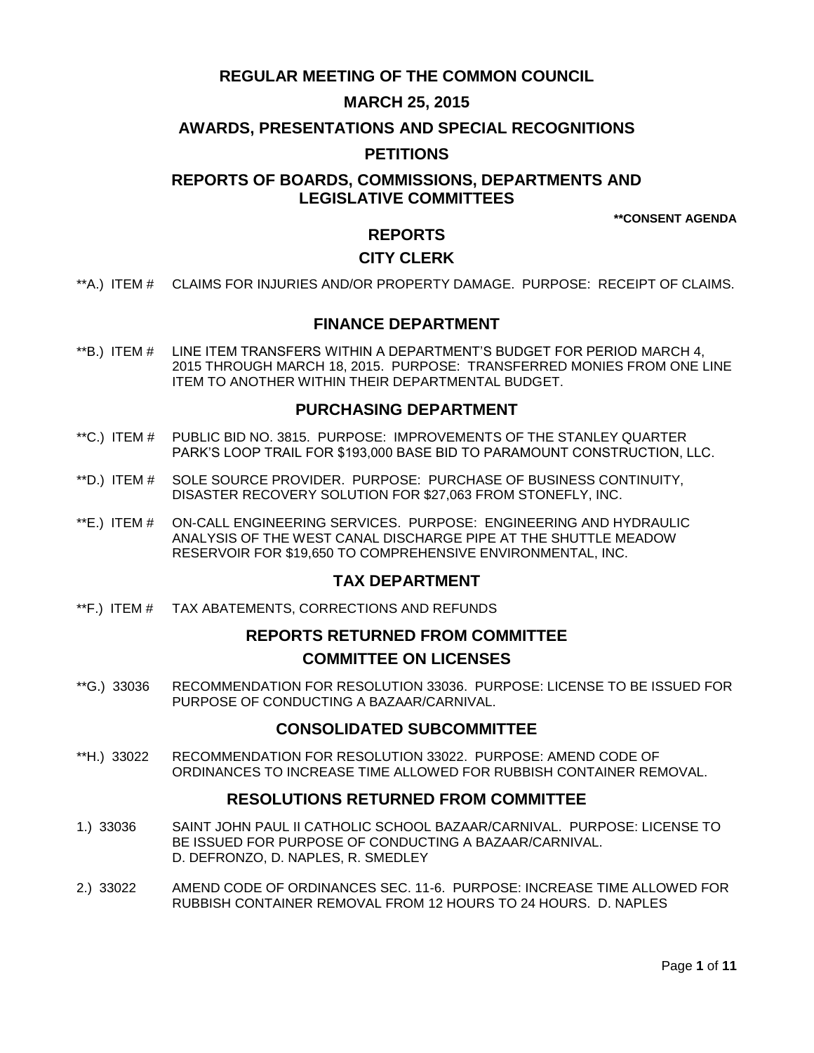# REGULAR MEETING OF THE COMMON COUNCIL

## MARCH 25, 2015

## AWARDS, PRESENTATIONS AND SPECIAL RECOGNITIONS

## PETITIONS

## REPORTS OF BOARDS, COMMISSIONS, DEPARTMENTS AND LEGISLATIVE COMMITTEES

**\*\*CONSENT AGENDA**

## REPORTS

### CITY CLERK

\*\*A.) ITEM # CLAIMS FOR INJURIES AND/OR PROPERTY DAMAGE. PURPOSE: RECEIPT OF CLAIMS.

### FINANCE DEPARTMENT

\*\*B.) ITEM # LINE ITEM TRANSFERS WITHIN A DEPARTMENT'S BUDGET FOR PERIOD MARCH 4, 2015 THROUGH MARCH 18, 2015. PURPOSE: TRANSFERRED MONIES FROM ONE LINE ITEM TO ANOTHER WITHIN THEIR DEPARTMENTAL BUDGET.

### PURCHASING DEPARTMENT

\*\*C.) ITEM # PUBLIC BID NO. 3815. PURPOSE: IMPROVEMENTS OF THE STANLEY QUARTER PARK'S LOOP TRAIL FOR $193,000 BASE BID TO PARAMOUNT CONSTRUCTION, LLC.

\*\*D.) ITEM # SOLE SOURCE PROVIDER. PURPOSE: PURCHASE OF BUSINESS CONTINUITY, DISASTER RECOVERY SOLUTION FOR $27,063 FROM STONEFLY, INC.

\*\*E.) ITEM # ON-CALL ENGINEERING SERVICES. PURPOSE: ENGINEERING AND HYDRAULIC ANALYSIS OF THE WEST CANAL DISCHARGE PIPE AT THE SHUTTLE MEADOW RESERVOIR FOR $19,650 TO COMPREHENSIVE ENVIRONMENTAL, INC.

### TAX DEPARTMENT

\*\*F.) ITEM # TAX ABATEMENTS, CORRECTIONS AND REFUNDS

## REPORTS RETURNED FROM COMMITTEE

### COMMITTEE ON LICENSES

\*\*G.) 33036 RECOMMENDATION FOR RESOLUTION 33036. PURPOSE: LICENSE TO BE ISSUED FOR PURPOSE OF CONDUCTING A BAZAAR/CARNIVAL.

### CONSOLIDATED SUBCOMMITTEE

\*\*H.) 33022 RECOMMENDATION FOR RESOLUTION 33022. PURPOSE: AMEND CODE OF ORDINANCES TO INCREASE TIME ALLOWED FOR RUBBISH CONTAINER REMOVAL.

## RESOLUTIONS RETURNED FROM COMMITTEE

1.) 33036 SAINT JOHN PAUL II CATHOLIC SCHOOL BAZAAR/CARNIVAL. PURPOSE: LICENSE TO BE ISSUED FOR PURPOSE OF CONDUCTING A BAZAAR/CARNIVAL. D. DEFRONZO, D. NAPLES, R. SMEDLEY

2.) 33022 AMEND CODE OF ORDINANCES SEC. 11-6. PURPOSE: INCREASE TIME ALLOWED FOR RUBBISH CONTAINER REMOVAL FROM 12 HOURS TO 24 HOURS. D. NAPLES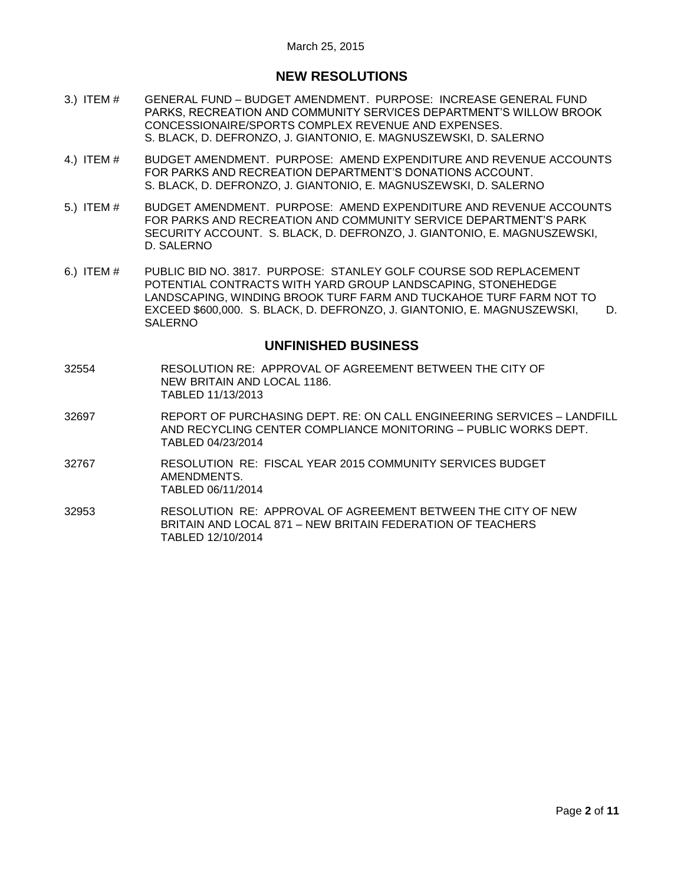March 25, 2015

## NEW RESOLUTIONS

3.) ITEM # GENERAL FUND – BUDGET AMENDMENT. PURPOSE: INCREASE GENERAL FUND PARKS, RECREATION AND COMMUNITY SERVICES DEPARTMENT'S WILLOW BROOK CONCESSIONAIRE/SPORTS COMPLEX REVENUE AND EXPENSES. S. BLACK, D. DEFRONZO, J. GIANTONIO, E. MAGNUSZEWSKI, D. SALERNO

4.) ITEM # BUDGET AMENDMENT. PURPOSE: AMEND EXPENDITURE AND REVENUE ACCOUNTS FOR PARKS AND RECREATION DEPARTMENT'S DONATIONS ACCOUNT. S. BLACK, D. DEFRONZO, J. GIANTONIO, E. MAGNUSZEWSKI, D. SALERNO

5.) ITEM # BUDGET AMENDMENT. PURPOSE: AMEND EXPENDITURE AND REVENUE ACCOUNTS FOR PARKS AND RECREATION AND COMMUNITY SERVICE DEPARTMENT'S PARK SECURITY ACCOUNT. S. BLACK, D. DEFRONZO, J. GIANTONIO, E. MAGNUSZEWSKI, D. SALERNO

6.) ITEM # PUBLIC BID NO. 3817. PURPOSE: STANLEY GOLF COURSE SOD REPLACEMENT POTENTIAL CONTRACTS WITH YARD GROUP LANDSCAPING, STONEHEDGE LANDSCAPING, WINDING BROOK TURF FARM AND TUCKAHOE TURF FARM NOT TO EXCEED $600,000. S. BLACK, D. DEFRONZO, J. GIANTONIO, E. MAGNUSZEWSKI, D. SALERNO

## UNFINISHED BUSINESS

32554 RESOLUTION RE: APPROVAL OF AGREEMENT BETWEEN THE CITY OF NEW BRITAIN AND LOCAL 1186.
TABLED 11/13/2013

32697 REPORT OF PURCHASING DEPT. RE: ON CALL ENGINEERING SERVICES – LANDFILL AND RECYCLING CENTER COMPLIANCE MONITORING – PUBLIC WORKS DEPT.
TABLED 04/23/2014

32767 RESOLUTION RE: FISCAL YEAR 2015 COMMUNITY SERVICES BUDGET AMENDMENTS.
TABLED 06/11/2014

32953 RESOLUTION RE: APPROVAL OF AGREEMENT BETWEEN THE CITY OF NEW BRITAIN AND LOCAL 871 – NEW BRITAIN FEDERATION OF TEACHERS
TABLED 12/10/2014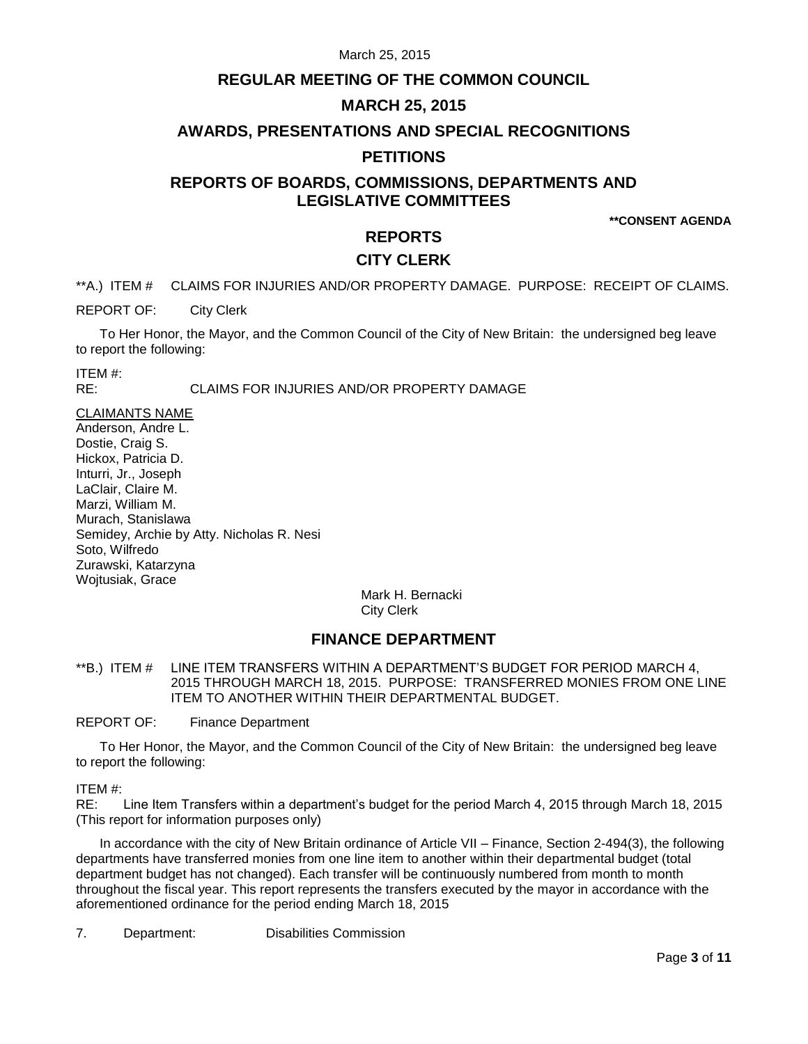# REGULAR MEETING OF THE COMMON COUNCIL

## MARCH 25, 2015

## AWARDS, PRESENTATIONS AND SPECIAL RECOGNITIONS

## PETITIONS

## REPORTS OF BOARDS, COMMISSIONS, DEPARTMENTS AND LEGISLATIVE COMMITTEES

**\*\*CONSENT AGENDA**

## REPORTS

## CITY CLERK

**A.) ITEM # CLAIMS FOR INJURIES AND/OR PROPERTY DAMAGE. PURPOSE: RECEIPT OF CLAIMS.

REPORT OF: City Clerk

To Her Honor, the Mayor, and the Common Council of the City of New Britain: the undersigned beg leave to report the following:

ITEM #:
RE: CLAIMS FOR INJURIES AND/OR PROPERTY DAMAGE

CLAIMANTS NAME
Anderson, Andre L.
Dostie, Craig S.
Hickox, Patricia D.
Inturri, Jr., Joseph
LaClair, Claire M.
Marzi, William M.
Murach, Stanislawa
Semidey, Archie by Atty. Nicholas R. Nesi
Soto, Wilfredo
Zurawski, Katarzyna
Wojtusiak, Grace

Mark H. Bernacki
City Clerk

## FINANCE DEPARTMENT

**B.) ITEM # LINE ITEM TRANSFERS WITHIN A DEPARTMENT'S BUDGET FOR PERIOD MARCH 4, 2015 THROUGH MARCH 18, 2015. PURPOSE: TRANSFERRED MONIES FROM ONE LINE ITEM TO ANOTHER WITHIN THEIR DEPARTMENTAL BUDGET.

REPORT OF: Finance Department

To Her Honor, the Mayor, and the Common Council of the City of New Britain: the undersigned beg leave to report the following:

ITEM #:
RE: Line Item Transfers within a department's budget for the period March 4, 2015 through March 18, 2015 (This report for information purposes only)

In accordance with the city of New Britain ordinance of Article VII – Finance, Section 2-494(3), the following departments have transferred monies from one line item to another within their departmental budget (total department budget has not changed). Each transfer will be continuously numbered from month to month throughout the fiscal year. This report represents the transfers executed by the mayor in accordance with the aforementioned ordinance for the period ending March 18, 2015

7. Department: Disabilities Commission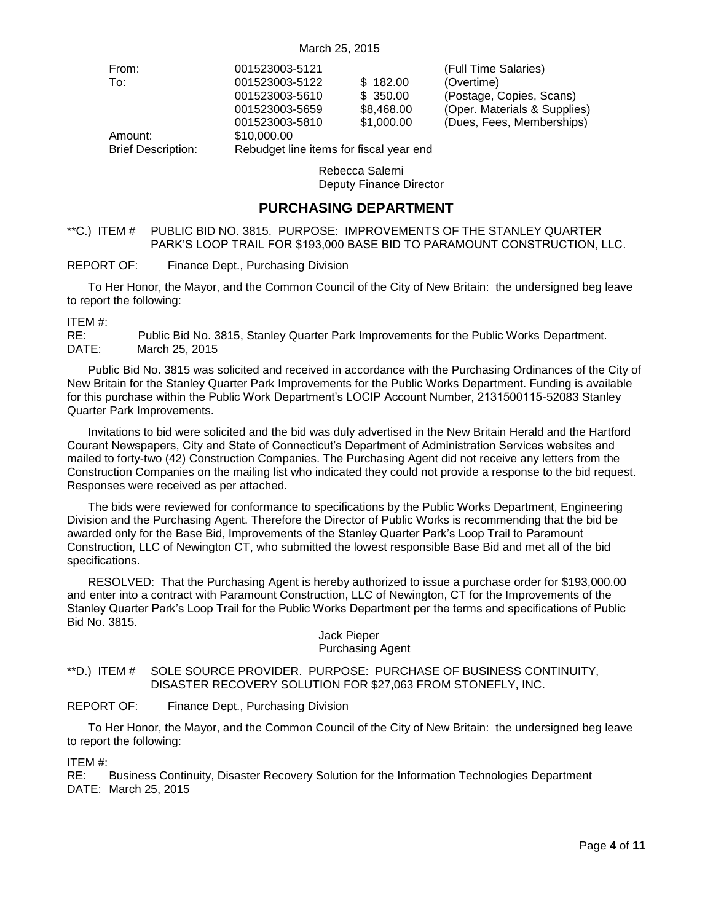March 25, 2015

| | | | |
|---|---|---|---|
| From: | 001523003-5121 | | (Full Time Salaries) |
| To: | 001523003-5122 | $ 182.00 | (Overtime) |
| | 001523003-5610 | $ 350.00 | (Postage, Copies, Scans) |
| | 001523003-5659 | $8,468.00 | (Oper. Materials & Supplies) |
| | 001523003-5810 | $1,000.00 | (Dues, Fees, Memberships) |
| Amount: | $10,000.00 | | |
| Brief Description: | Rebudget line items for fiscal year end | | |

Rebecca Salerni
Deputy Finance Director

## PURCHASING DEPARTMENT

**C.) ITEM # PUBLIC BID NO. 3815. PURPOSE: IMPROVEMENTS OF THE STANLEY QUARTER PARK'S LOOP TRAIL FOR $193,000 BASE BID TO PARAMOUNT CONSTRUCTION, LLC.

REPORT OF: Finance Dept., Purchasing Division

To Her Honor, the Mayor, and the Common Council of the City of New Britain: the undersigned beg leave to report the following:

ITEM #:
RE: Public Bid No. 3815, Stanley Quarter Park Improvements for the Public Works Department.
DATE: March 25, 2015

Public Bid No. 3815 was solicited and received in accordance with the Purchasing Ordinances of the City of New Britain for the Stanley Quarter Park Improvements for the Public Works Department. Funding is available for this purchase within the Public Work Department's LOCIP Account Number, 2131500115-52083 Stanley Quarter Park Improvements.

Invitations to bid were solicited and the bid was duly advertised in the New Britain Herald and the Hartford Courant Newspapers, City and State of Connecticut's Department of Administration Services websites and mailed to forty-two (42) Construction Companies. The Purchasing Agent did not receive any letters from the Construction Companies on the mailing list who indicated they could not provide a response to the bid request. Responses were received as per attached.

The bids were reviewed for conformance to specifications by the Public Works Department, Engineering Division and the Purchasing Agent. Therefore the Director of Public Works is recommending that the bid be awarded only for the Base Bid, Improvements of the Stanley Quarter Park's Loop Trail to Paramount Construction, LLC of Newington CT, who submitted the lowest responsible Base Bid and met all of the bid specifications.

RESOLVED: That the Purchasing Agent is hereby authorized to issue a purchase order for $193,000.00 and enter into a contract with Paramount Construction, LLC of Newington, CT for the Improvements of the Stanley Quarter Park's Loop Trail for the Public Works Department per the terms and specifications of Public Bid No. 3815.

Jack Pieper
Purchasing Agent

**D.) ITEM # SOLE SOURCE PROVIDER. PURPOSE: PURCHASE OF BUSINESS CONTINUITY, DISASTER RECOVERY SOLUTION FOR $27,063 FROM STONEFLY, INC.

REPORT OF: Finance Dept., Purchasing Division

To Her Honor, the Mayor, and the Common Council of the City of New Britain: the undersigned beg leave to report the following:

ITEM #:
RE: Business Continuity, Disaster Recovery Solution for the Information Technologies Department
DATE: March 25, 2015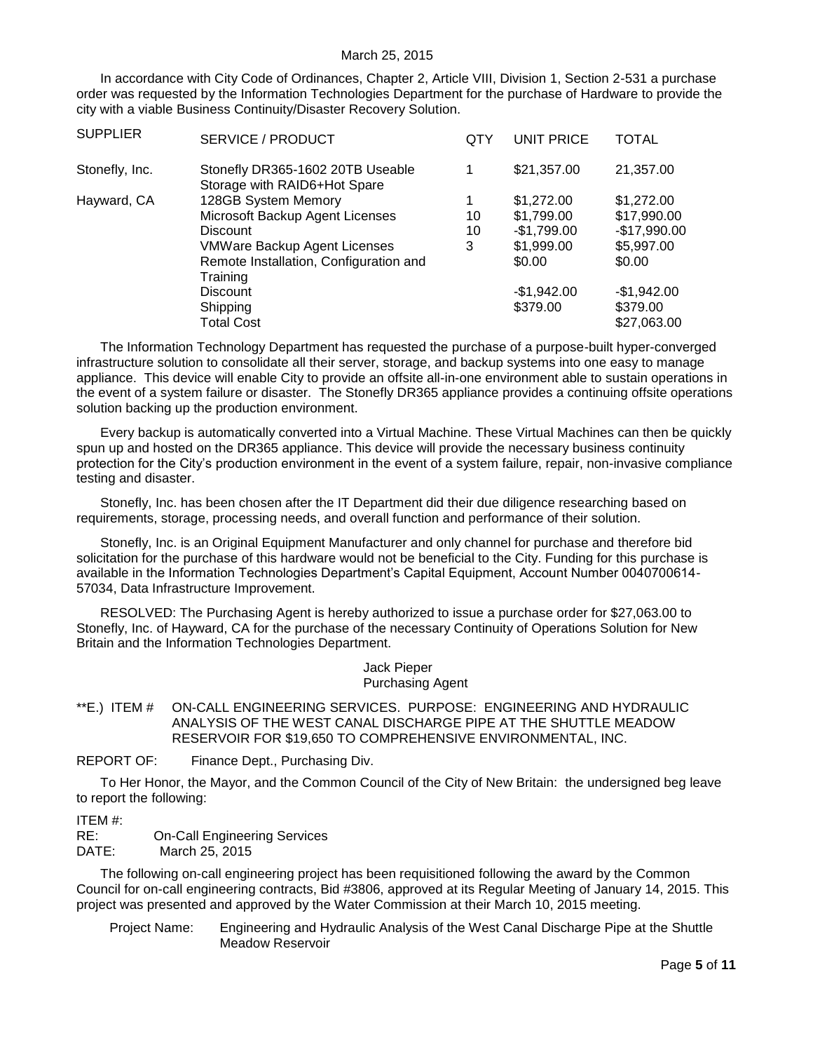March 25, 2015

In accordance with City Code of Ordinances, Chapter 2, Article VIII, Division 1, Section 2-531 a purchase order was requested by the Information Technologies Department for the purchase of Hardware to provide the city with a viable Business Continuity/Disaster Recovery Solution.

| SUPPLIER | SERVICE / PRODUCT | QTY | UNIT PRICE | TOTAL |
|---|---|---|---|---|
| Stonefly, Inc. | Stonefly DR365-1602 20TB Useable Storage with RAID6+Hot Spare | 1 | $21,357.00 | 21,357.00 |
| Hayward, CA | 128GB System Memory | 1 | $1,272.00 | $1,272.00 |
| | Microsoft Backup Agent Licenses | 10 | $1,799.00 | $17,990.00 |
| | Discount | 10 | -$1,799.00 | -$17,990.00 |
| | VMWare Backup Agent Licenses | 3 | $1,999.00 | $5,997.00 |
| | Remote Installation, Configuration and Training | | $0.00 | $0.00 |
| | Discount | | -$1,942.00 | -$1,942.00 |
| | Shipping | | $379.00 | $379.00 |
| | Total Cost | | | $27,063.00 |

The Information Technology Department has requested the purchase of a purpose-built hyper-converged infrastructure solution to consolidate all their server, storage, and backup systems into one easy to manage appliance. This device will enable City to provide an offsite all-in-one environment able to sustain operations in the event of a system failure or disaster. The Stonefly DR365 appliance provides a continuing offsite operations solution backing up the production environment.

Every backup is automatically converted into a Virtual Machine. These Virtual Machines can then be quickly spun up and hosted on the DR365 appliance. This device will provide the necessary business continuity protection for the City's production environment in the event of a system failure, repair, non-invasive compliance testing and disaster.

Stonefly, Inc. has been chosen after the IT Department did their due diligence researching based on requirements, storage, processing needs, and overall function and performance of their solution.

Stonefly, Inc. is an Original Equipment Manufacturer and only channel for purchase and therefore bid solicitation for the purchase of this hardware would not be beneficial to the City. Funding for this purchase is available in the Information Technologies Department's Capital Equipment, Account Number 0040700614-57034, Data Infrastructure Improvement.

RESOLVED: The Purchasing Agent is hereby authorized to issue a purchase order for $27,063.00 to Stonefly, Inc. of Hayward, CA for the purchase of the necessary Continuity of Operations Solution for New Britain and the Information Technologies Department.

Jack Pieper
Purchasing Agent

**E.) ITEM # ON-CALL ENGINEERING SERVICES. PURPOSE: ENGINEERING AND HYDRAULIC ANALYSIS OF THE WEST CANAL DISCHARGE PIPE AT THE SHUTTLE MEADOW RESERVOIR FOR $19,650 TO COMPREHENSIVE ENVIRONMENTAL, INC.

REPORT OF: Finance Dept., Purchasing Div.

To Her Honor, the Mayor, and the Common Council of the City of New Britain: the undersigned beg leave to report the following:

ITEM #:
RE: On-Call Engineering Services
DATE: March 25, 2015

The following on-call engineering project has been requisitioned following the award by the Common Council for on-call engineering contracts, Bid #3806, approved at its Regular Meeting of January 14, 2015. This project was presented and approved by the Water Commission at their March 10, 2015 meeting.

Project Name: Engineering and Hydraulic Analysis of the West Canal Discharge Pipe at the Shuttle Meadow Reservoir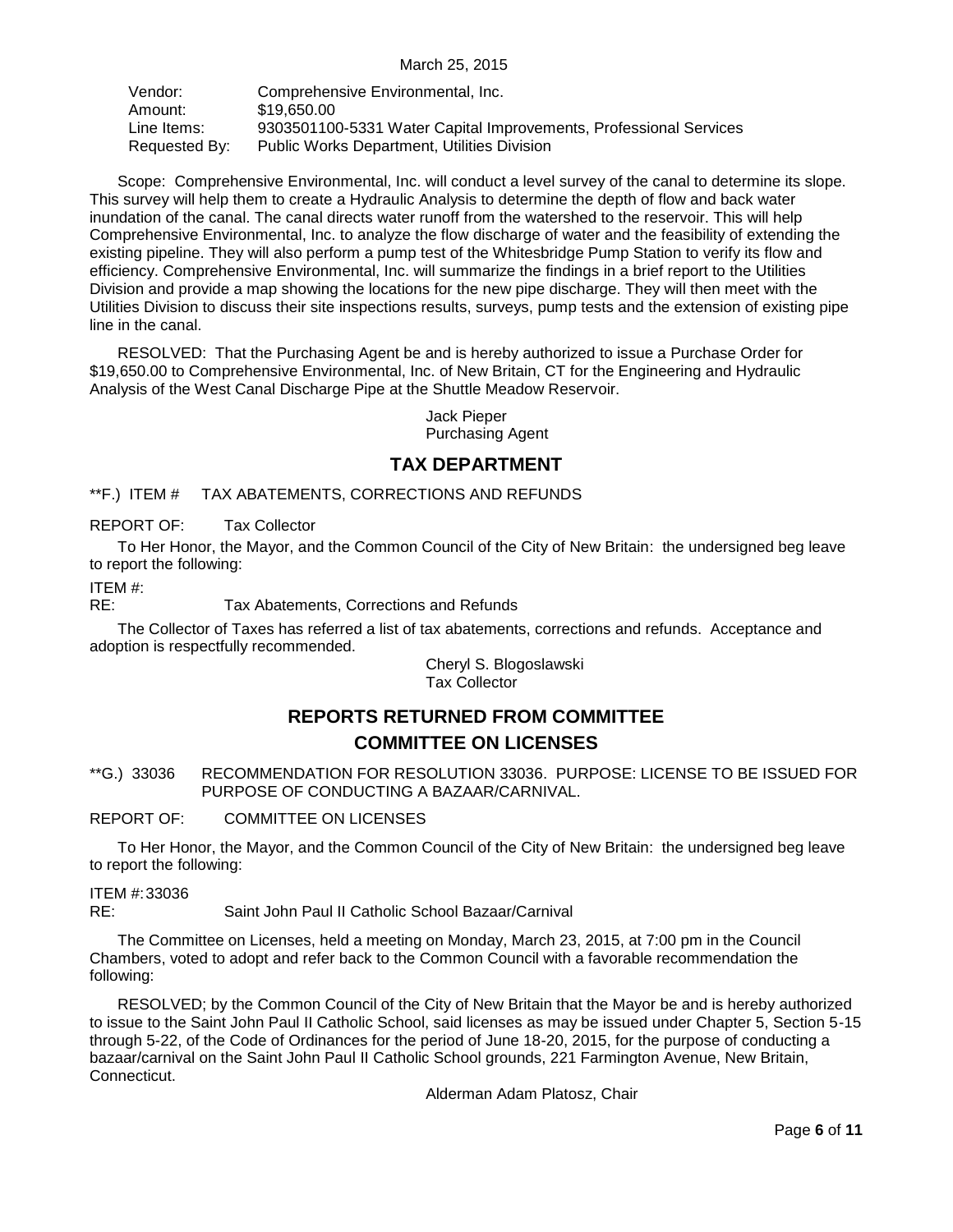| | |
|---|---|
| Vendor: | Comprehensive Environmental, Inc. |
| Amount: | $19,650.00 |
| Line Items: | 9303501100-5331 Water Capital Improvements, Professional Services |
| Requested By: | Public Works Department, Utilities Division |

Scope: Comprehensive Environmental, Inc. will conduct a level survey of the canal to determine its slope. This survey will help them to create a Hydraulic Analysis to determine the depth of flow and back water inundation of the canal. The canal directs water runoff from the watershed to the reservoir. This will help Comprehensive Environmental, Inc. to analyze the flow discharge of water and the feasibility of extending the existing pipeline. They will also perform a pump test of the Whitesbridge Pump Station to verify its flow and efficiency. Comprehensive Environmental, Inc. will summarize the findings in a brief report to the Utilities Division and provide a map showing the locations for the new pipe discharge. They will then meet with the Utilities Division to discuss their site inspections results, surveys, pump tests and the extension of existing pipe line in the canal.

RESOLVED: That the Purchasing Agent be and is hereby authorized to issue a Purchase Order for $19,650.00 to Comprehensive Environmental, Inc. of New Britain, CT for the Engineering and Hydraulic Analysis of the West Canal Discharge Pipe at the Shuttle Meadow Reservoir.

Jack Pieper
Purchasing Agent

## TAX DEPARTMENT

**F.) ITEM # TAX ABATEMENTS, CORRECTIONS AND REFUNDS

REPORT OF: Tax Collector

To Her Honor, the Mayor, and the Common Council of the City of New Britain: the undersigned beg leave to report the following:

ITEM #:
RE: Tax Abatements, Corrections and Refunds

The Collector of Taxes has referred a list of tax abatements, corrections and refunds. Acceptance and adoption is respectfully recommended.

Cheryl S. Blogoslawski
Tax Collector

## REPORTS RETURNED FROM COMMITTEE

## COMMITTEE ON LICENSES

**G.) 33036 RECOMMENDATION FOR RESOLUTION 33036. PURPOSE: LICENSE TO BE ISSUED FOR PURPOSE OF CONDUCTING A BAZAAR/CARNIVAL.

REPORT OF: COMMITTEE ON LICENSES

To Her Honor, the Mayor, and the Common Council of the City of New Britain: the undersigned beg leave to report the following:

ITEM #: 33036
RE: Saint John Paul II Catholic School Bazaar/Carnival

The Committee on Licenses, held a meeting on Monday, March 23, 2015, at 7:00 pm in the Council Chambers, voted to adopt and refer back to the Common Council with a favorable recommendation the following:

RESOLVED; by the Common Council of the City of New Britain that the Mayor be and is hereby authorized to issue to the Saint John Paul II Catholic School, said licenses as may be issued under Chapter 5, Section 5-15 through 5-22, of the Code of Ordinances for the period of June 18-20, 2015, for the purpose of conducting a bazaar/carnival on the Saint John Paul II Catholic School grounds, 221 Farmington Avenue, New Britain, Connecticut.

Alderman Adam Platosz, Chair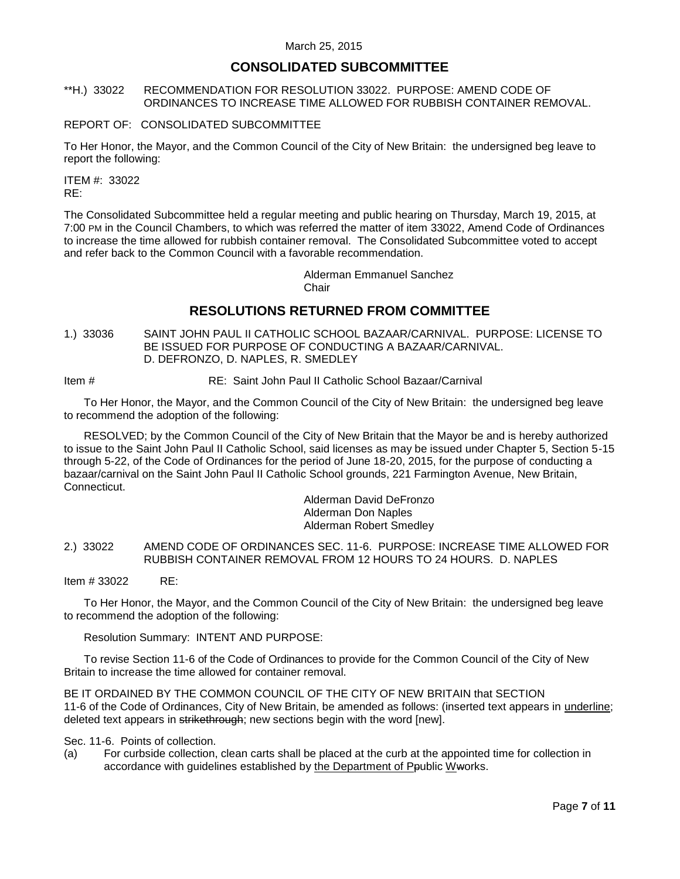March 25, 2015

## CONSOLIDATED SUBCOMMITTEE

**H.) 33022 RECOMMENDATION FOR RESOLUTION 33022. PURPOSE: AMEND CODE OF ORDINANCES TO INCREASE TIME ALLOWED FOR RUBBISH CONTAINER REMOVAL.

REPORT OF: CONSOLIDATED SUBCOMMITTEE

To Her Honor, the Mayor, and the Common Council of the City of New Britain: the undersigned beg leave to report the following:

ITEM #: 33022
RE:

The Consolidated Subcommittee held a regular meeting and public hearing on Thursday, March 19, 2015, at 7:00 PM in the Council Chambers, to which was referred the matter of item 33022, Amend Code of Ordinances to increase the time allowed for rubbish container removal. The Consolidated Subcommittee voted to accept and refer back to the Common Council with a favorable recommendation.

Alderman Emmanuel Sanchez
Chair

## RESOLUTIONS RETURNED FROM COMMITTEE

1.) 33036 SAINT JOHN PAUL II CATHOLIC SCHOOL BAZAAR/CARNIVAL. PURPOSE: LICENSE TO BE ISSUED FOR PURPOSE OF CONDUCTING A BAZAAR/CARNIVAL. D. DEFRONZO, D. NAPLES, R. SMEDLEY

Item # RE: Saint John Paul II Catholic School Bazaar/Carnival

To Her Honor, the Mayor, and the Common Council of the City of New Britain: the undersigned beg leave to recommend the adoption of the following:

RESOLVED; by the Common Council of the City of New Britain that the Mayor be and is hereby authorized to issue to the Saint John Paul II Catholic School, said licenses as may be issued under Chapter 5, Section 5-15 through 5-22, of the Code of Ordinances for the period of June 18-20, 2015, for the purpose of conducting a bazaar/carnival on the Saint John Paul II Catholic School grounds, 221 Farmington Avenue, New Britain, Connecticut.

Alderman David DeFronzo
Alderman Don Naples
Alderman Robert Smedley

2.) 33022 AMEND CODE OF ORDINANCES SEC. 11-6. PURPOSE: INCREASE TIME ALLOWED FOR RUBBISH CONTAINER REMOVAL FROM 12 HOURS TO 24 HOURS. D. NAPLES

Item # 33022 RE:

To Her Honor, the Mayor, and the Common Council of the City of New Britain: the undersigned beg leave to recommend the adoption of the following:

Resolution Summary: INTENT AND PURPOSE:

To revise Section 11-6 of the Code of Ordinances to provide for the Common Council of the City of New Britain to increase the time allowed for container removal.

BE IT ORDAINED BY THE COMMON COUNCIL OF THE CITY OF NEW BRITAIN that SECTION 11-6 of the Code of Ordinances, City of New Britain, be amended as follows: (inserted text appears in <u>underline</u>; deleted text appears in ~~strikethrough~~; new sections begin with the word [new].

Sec. 11-6. Points of collection.

(a) For curbside collection, clean carts shall be placed at the curb at the appointed time for collection in accordance with guidelines established by <u>the Department of P</u>~~p~~ublic <u>W</u>~~w~~orks.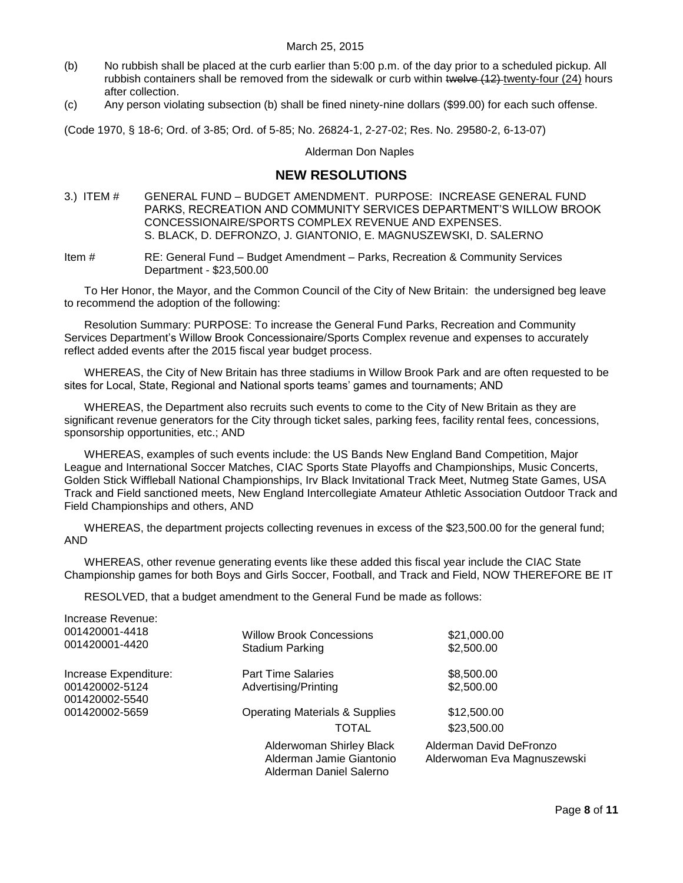(b) No rubbish shall be placed at the curb earlier than 5:00 p.m. of the day prior to a scheduled pickup. All rubbish containers shall be removed from the sidewalk or curb within ~~twelve (12)~~ twenty-four (24) hours after collection.

(c) Any person violating subsection (b) shall be fined ninety-nine dollars ($99.00) for each such offense.

(Code 1970, § 18-6; Ord. of 3-85; Ord. of 5-85; No. 26824-1, 2-27-02; Res. No. 29580-2, 6-13-07)

Alderman Don Naples

## NEW RESOLUTIONS

3.) ITEM # GENERAL FUND – BUDGET AMENDMENT. PURPOSE: INCREASE GENERAL FUND PARKS, RECREATION AND COMMUNITY SERVICES DEPARTMENT'S WILLOW BROOK CONCESSIONAIRE/SPORTS COMPLEX REVENUE AND EXPENSES. S. BLACK, D. DEFRONZO, J. GIANTONIO, E. MAGNUSZEWSKI, D. SALERNO

Item # RE: General Fund – Budget Amendment – Parks, Recreation & Community Services Department - $23,500.00

To Her Honor, the Mayor, and the Common Council of the City of New Britain: the undersigned beg leave to recommend the adoption of the following:

Resolution Summary: PURPOSE: To increase the General Fund Parks, Recreation and Community Services Department's Willow Brook Concessionaire/Sports Complex revenue and expenses to accurately reflect added events after the 2015 fiscal year budget process.

WHEREAS, the City of New Britain has three stadiums in Willow Brook Park and are often requested to be sites for Local, State, Regional and National sports teams' games and tournaments; AND

WHEREAS, the Department also recruits such events to come to the City of New Britain as they are significant revenue generators for the City through ticket sales, parking fees, facility rental fees, concessions, sponsorship opportunities, etc.; AND

WHEREAS, examples of such events include: the US Bands New England Band Competition, Major League and International Soccer Matches, CIAC Sports State Playoffs and Championships, Music Concerts, Golden Stick Wiffleball National Championships, Irv Black Invitational Track Meet, Nutmeg State Games, USA Track and Field sanctioned meets, New England Intercollegiate Amateur Athletic Association Outdoor Track and Field Championships and others, AND

WHEREAS, the department projects collecting revenues in excess of the $23,500.00 for the general fund; AND

WHEREAS, other revenue generating events like these added this fiscal year include the CIAC State Championship games for both Boys and Girls Soccer, Football, and Track and Field, NOW THEREFORE BE IT

RESOLVED, that a budget amendment to the General Fund be made as follows:

| | | |
|---|---|---|
| Increase Revenue: | | |
| 001420001-4418 | Willow Brook Concessions | $21,000.00 |
| 001420001-4420 | Stadium Parking | $2,500.00 |
| Increase Expenditure: | | |
| 001420002-5124 | Part Time Salaries | $8,500.00 |
| 001420002-5540 | Advertising/Printing | $2,500.00 |
| 001420002-5659 | Operating Materials & Supplies | $12,500.00 |
| | TOTAL | $23,500.00 |

Alderwoman Shirley Black
Alderman David DeFronzo
Alderman Jamie Giantonio
Alderwoman Eva Magnuszewski
Alderman Daniel Salerno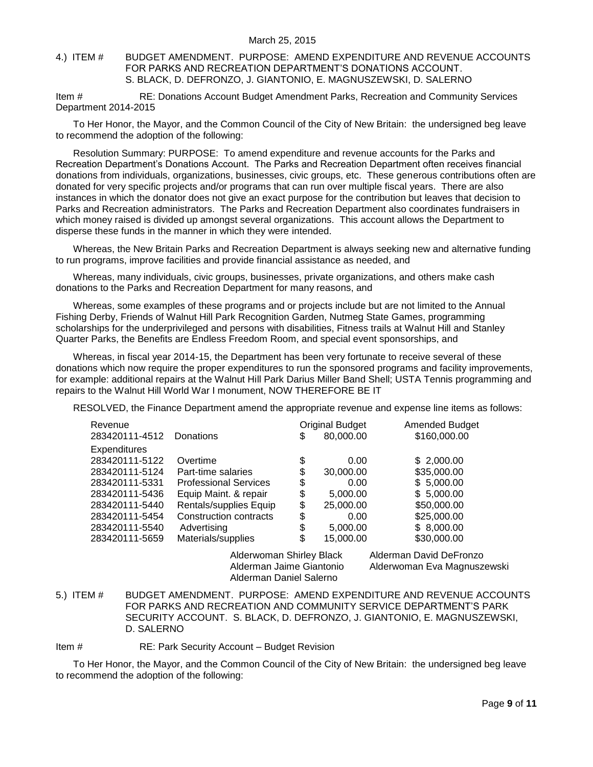March 25, 2015

4.) ITEM # BUDGET AMENDMENT. PURPOSE: AMEND EXPENDITURE AND REVENUE ACCOUNTS FOR PARKS AND RECREATION DEPARTMENT'S DONATIONS ACCOUNT. S. BLACK, D. DEFRONZO, J. GIANTONIO, E. MAGNUSZEWSKI, D. SALERNO

Item # RE: Donations Account Budget Amendment Parks, Recreation and Community Services Department 2014-2015

To Her Honor, the Mayor, and the Common Council of the City of New Britain: the undersigned beg leave to recommend the adoption of the following:

Resolution Summary: PURPOSE: To amend expenditure and revenue accounts for the Parks and Recreation Department's Donations Account. The Parks and Recreation Department often receives financial donations from individuals, organizations, businesses, civic groups, etc. These generous contributions often are donated for very specific projects and/or programs that can run over multiple fiscal years. There are also instances in which the donator does not give an exact purpose for the contribution but leaves that decision to Parks and Recreation administrators. The Parks and Recreation Department also coordinates fundraisers in which money raised is divided up amongst several organizations. This account allows the Department to disperse these funds in the manner in which they were intended.

Whereas, the New Britain Parks and Recreation Department is always seeking new and alternative funding to run programs, improve facilities and provide financial assistance as needed, and

Whereas, many individuals, civic groups, businesses, private organizations, and others make cash donations to the Parks and Recreation Department for many reasons, and

Whereas, some examples of these programs and or projects include but are not limited to the Annual Fishing Derby, Friends of Walnut Hill Park Recognition Garden, Nutmeg State Games, programming scholarships for the underprivileged and persons with disabilities, Fitness trails at Walnut Hill and Stanley Quarter Parks, the Benefits are Endless Freedom Room, and special event sponsorships, and

Whereas, in fiscal year 2014-15, the Department has been very fortunate to receive several of these donations which now require the proper expenditures to run the sponsored programs and facility improvements, for example: additional repairs at the Walnut Hill Park Darius Miller Band Shell; USTA Tennis programming and repairs to the Walnut Hill World War I monument, NOW THEREFORE BE IT

RESOLVED, the Finance Department amend the appropriate revenue and expense line items as follows:

| Revenue | | Original Budget | Amended Budget |
|---|---|---|---|
| 283420111-4512 | Donations | $ 80,000.00 | $160,000.00 |
| Expenditures | | | |
| 283420111-5122 | Overtime | $ 0.00 | $ 2,000.00 |
| 283420111-5124 | Part-time salaries | $ 30,000.00 | $35,000.00 |
| 283420111-5331 | Professional Services | $ 0.00 | $ 5,000.00 |
| 283420111-5436 | Equip Maint. & repair | $ 5,000.00 | $ 5,000.00 |
| 283420111-5440 | Rentals/supplies Equip | $ 25,000.00 | $50,000.00 |
| 283420111-5454 | Construction contracts | $ 0.00 | $25,000.00 |
| 283420111-5540 | Advertising | $ 5,000.00 | $ 8,000.00 |
| 283420111-5659 | Materials/supplies | $ 15,000.00 | $30,000.00 |

Alderwoman Shirley Black
Alderman David DeFronzo
Alderman Jaime Giantonio
Alderwoman Eva Magnuszewski
Alderman Daniel Salerno

5.) ITEM # BUDGET AMENDMENT. PURPOSE: AMEND EXPENDITURE AND REVENUE ACCOUNTS FOR PARKS AND RECREATION AND COMMUNITY SERVICE DEPARTMENT'S PARK SECURITY ACCOUNT. S. BLACK, D. DEFRONZO, J. GIANTONIO, E. MAGNUSZEWSKI, D. SALERNO

Item # RE: Park Security Account – Budget Revision

To Her Honor, the Mayor, and the Common Council of the City of New Britain: the undersigned beg leave to recommend the adoption of the following: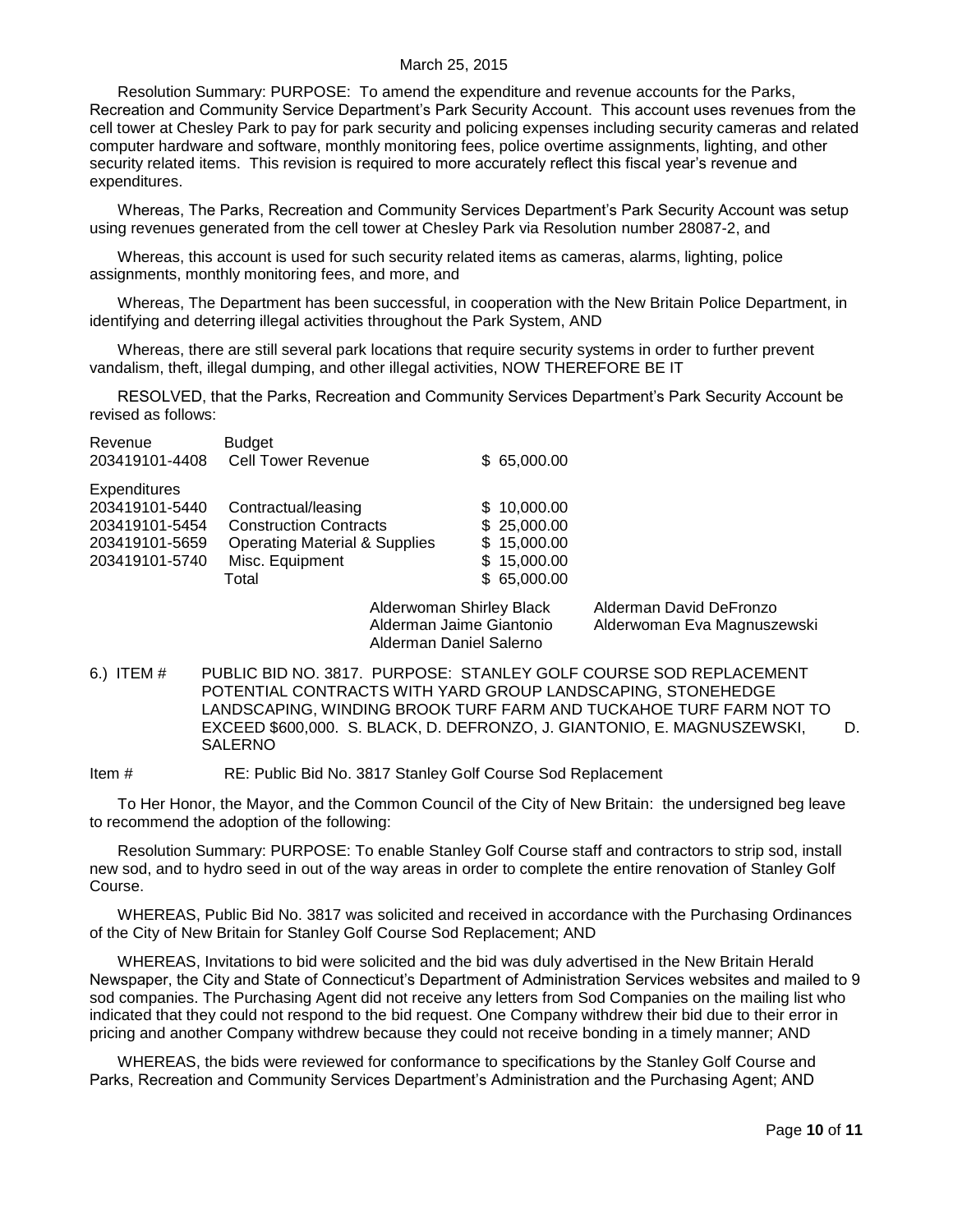March 25, 2015

Resolution Summary: PURPOSE: To amend the expenditure and revenue accounts for the Parks, Recreation and Community Service Department's Park Security Account. This account uses revenues from the cell tower at Chesley Park to pay for park security and policing expenses including security cameras and related computer hardware and software, monthly monitoring fees, police overtime assignments, lighting, and other security related items. This revision is required to more accurately reflect this fiscal year's revenue and expenditures.

Whereas, The Parks, Recreation and Community Services Department's Park Security Account was setup using revenues generated from the cell tower at Chesley Park via Resolution number 28087-2, and

Whereas, this account is used for such security related items as cameras, alarms, lighting, police assignments, monthly monitoring fees, and more, and

Whereas, The Department has been successful, in cooperation with the New Britain Police Department, in identifying and deterring illegal activities throughout the Park System, AND

Whereas, there are still several park locations that require security systems in order to further prevent vandalism, theft, illegal dumping, and other illegal activities, NOW THEREFORE BE IT

RESOLVED, that the Parks, Recreation and Community Services Department's Park Security Account be revised as follows:

| Revenue | Budget | |
|---|---|---|
| 203419101-4408 | Cell Tower Revenue | $ 65,000.00 |
| Expenditures | | |
| 203419101-5440 | Contractual/leasing | $ 10,000.00 |
| 203419101-5454 | Construction Contracts | $ 25,000.00 |
| 203419101-5659 | Operating Material & Supplies | $ 15,000.00 |
| 203419101-5740 | Misc. Equipment | $ 15,000.00 |
| | Total | $ 65,000.00 |

Alderwoman Shirley Black
Alderman Jaime Giantonio
Alderman Daniel Salerno
Alderman David DeFronzo
Alderwoman Eva Magnuszewski

6.) ITEM # PUBLIC BID NO. 3817. PURPOSE: STANLEY GOLF COURSE SOD REPLACEMENT POTENTIAL CONTRACTS WITH YARD GROUP LANDSCAPING, STONEHEDGE LANDSCAPING, WINDING BROOK TURF FARM AND TUCKAHOE TURF FARM NOT TO EXCEED $600,000. S. BLACK, D. DEFRONZO, J. GIANTONIO, E. MAGNUSZEWSKI, D. SALERNO

Item # RE: Public Bid No. 3817 Stanley Golf Course Sod Replacement

To Her Honor, the Mayor, and the Common Council of the City of New Britain: the undersigned beg leave to recommend the adoption of the following:

Resolution Summary: PURPOSE: To enable Stanley Golf Course staff and contractors to strip sod, install new sod, and to hydro seed in out of the way areas in order to complete the entire renovation of Stanley Golf Course.

WHEREAS, Public Bid No. 3817 was solicited and received in accordance with the Purchasing Ordinances of the City of New Britain for Stanley Golf Course Sod Replacement; AND

WHEREAS, Invitations to bid were solicited and the bid was duly advertised in the New Britain Herald Newspaper, the City and State of Connecticut's Department of Administration Services websites and mailed to 9 sod companies. The Purchasing Agent did not receive any letters from Sod Companies on the mailing list who indicated that they could not respond to the bid request. One Company withdrew their bid due to their error in pricing and another Company withdrew because they could not receive bonding in a timely manner; AND

WHEREAS, the bids were reviewed for conformance to specifications by the Stanley Golf Course and Parks, Recreation and Community Services Department's Administration and the Purchasing Agent; AND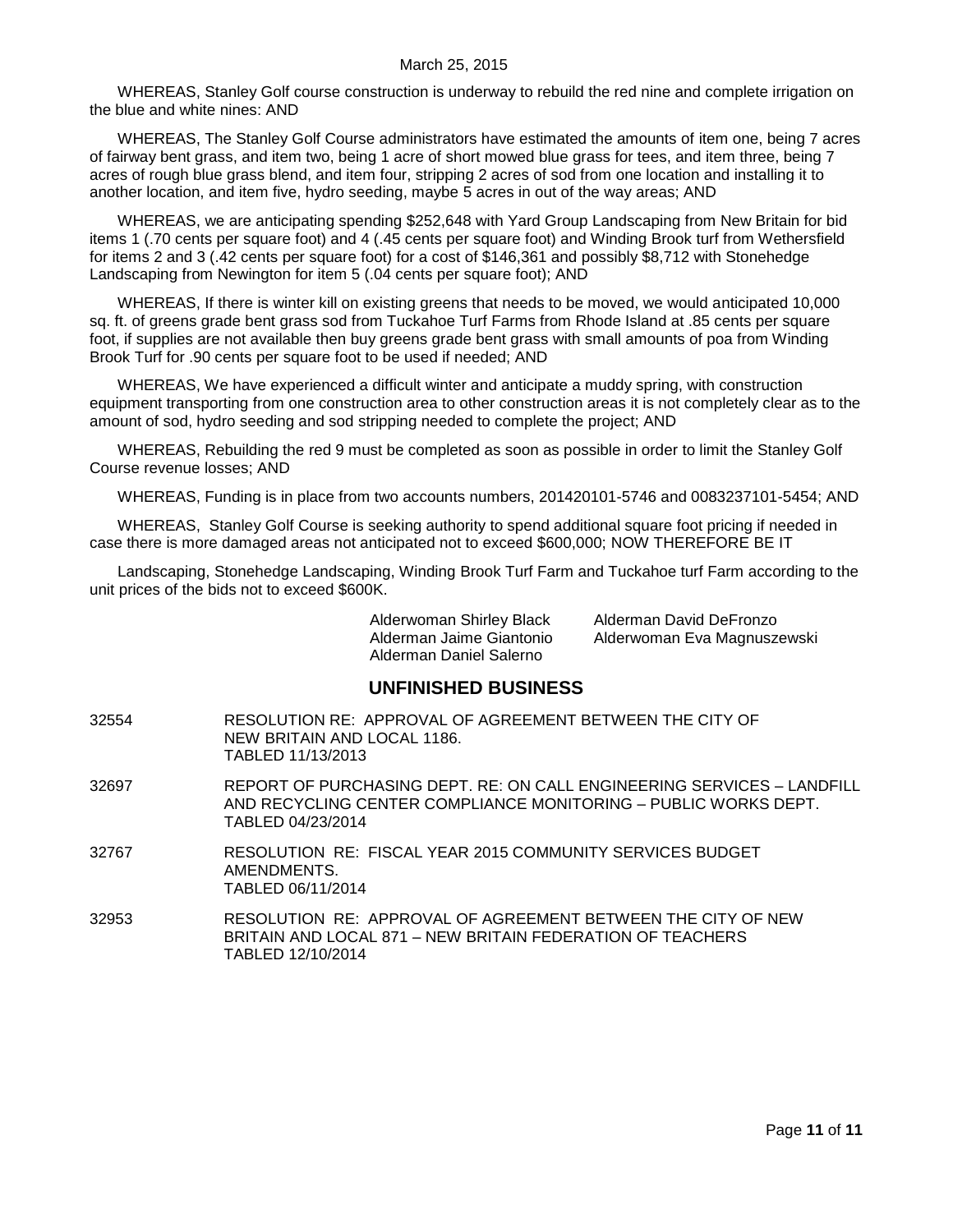WHEREAS, Stanley Golf course construction is underway to rebuild the red nine and complete irrigation on the blue and white nines: AND

WHEREAS, The Stanley Golf Course administrators have estimated the amounts of item one, being 7 acres of fairway bent grass, and item two, being 1 acre of short mowed blue grass for tees, and item three, being 7 acres of rough blue grass blend, and item four, stripping 2 acres of sod from one location and installing it to another location, and item five, hydro seeding, maybe 5 acres in out of the way areas; AND

WHEREAS, we are anticipating spending $252,648 with Yard Group Landscaping from New Britain for bid items 1 (.70 cents per square foot) and 4 (.45 cents per square foot) and Winding Brook turf from Wethersfield for items 2 and 3 (.42 cents per square foot) for a cost of $146,361 and possibly $8,712 with Stonehedge Landscaping from Newington for item 5 (.04 cents per square foot); AND

WHEREAS, If there is winter kill on existing greens that needs to be moved, we would anticipated 10,000 sq. ft. of greens grade bent grass sod from Tuckahoe Turf Farms from Rhode Island at .85 cents per square foot, if supplies are not available then buy greens grade bent grass with small amounts of poa from Winding Brook Turf for .90 cents per square foot to be used if needed; AND

WHEREAS, We have experienced a difficult winter and anticipate a muddy spring, with construction equipment transporting from one construction area to other construction areas it is not completely clear as to the amount of sod, hydro seeding and sod stripping needed to complete the project; AND

WHEREAS, Rebuilding the red 9 must be completed as soon as possible in order to limit the Stanley Golf Course revenue losses; AND

WHEREAS, Funding is in place from two accounts numbers, 201420101-5746 and 0083237101-5454; AND

WHEREAS, Stanley Golf Course is seeking authority to spend additional square foot pricing if needed in case there is more damaged areas not anticipated not to exceed $600,000; NOW THEREFORE BE IT

Landscaping, Stonehedge Landscaping, Winding Brook Turf Farm and Tuckahoe turf Farm according to the unit prices of the bids not to exceed $600K.

Alderwoman Shirley Black
Alderman David DeFronzo
Alderman Jaime Giantonio
Alderwoman Eva Magnuszewski
Alderman Daniel Salerno

## UNFINISHED BUSINESS

32554 RESOLUTION RE: APPROVAL OF AGREEMENT BETWEEN THE CITY OF NEW BRITAIN AND LOCAL 1186.
TABLED 11/13/2013

32697 REPORT OF PURCHASING DEPT. RE: ON CALL ENGINEERING SERVICES – LANDFILL AND RECYCLING CENTER COMPLIANCE MONITORING – PUBLIC WORKS DEPT.
TABLED 04/23/2014

32767 RESOLUTION RE: FISCAL YEAR 2015 COMMUNITY SERVICES BUDGET AMENDMENTS.
TABLED 06/11/2014

32953 RESOLUTION RE: APPROVAL OF AGREEMENT BETWEEN THE CITY OF NEW BRITAIN AND LOCAL 871 – NEW BRITAIN FEDERATION OF TEACHERS
TABLED 12/10/2014